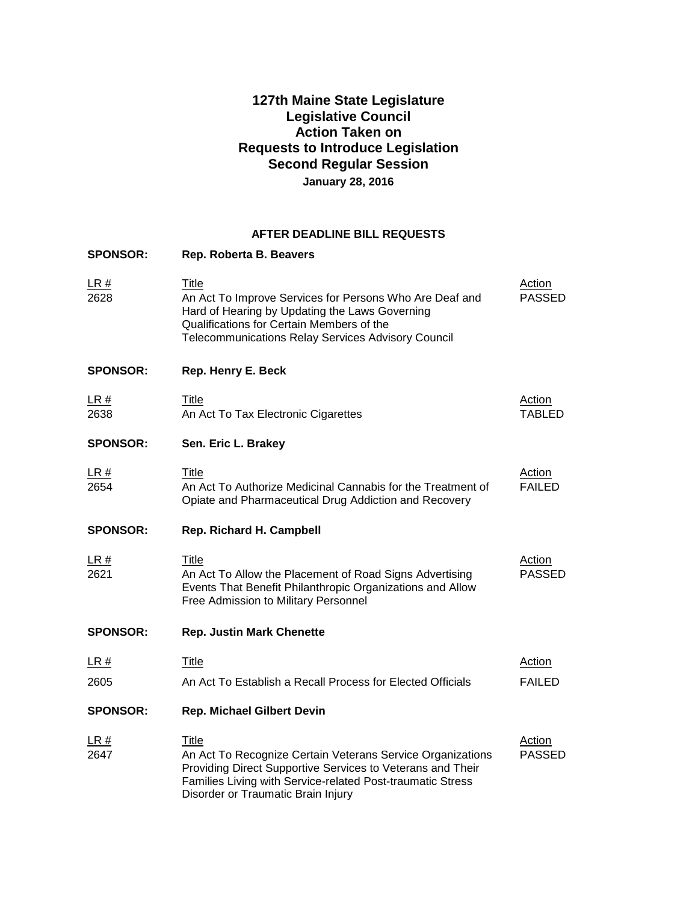# 127th Maine State Legislature
# Legislative Council
# Action Taken on
# Requests to Introduce Legislation
# Second Regular Session

**January 28, 2016**

## AFTER DEADLINE BILL REQUESTS

**SPONSOR: Rep. Roberta B. Beavers**

| LR # | Title | Action |
|---|---|---|
| 2628 | An Act To Improve Services for Persons Who Are Deaf and Hard of Hearing by Updating the Laws Governing Qualifications for Certain Members of the Telecommunications Relay Services Advisory Council | PASSED |

**SPONSOR: Rep. Henry E. Beck**

| LR # | Title | Action |
|---|---|---|
| 2638 | An Act To Tax Electronic Cigarettes | TABLED |

**SPONSOR: Sen. Eric L. Brakey**

| LR # | Title | Action |
|---|---|---|
| 2654 | An Act To Authorize Medicinal Cannabis for the Treatment of Opiate and Pharmaceutical Drug Addiction and Recovery | FAILED |

**SPONSOR: Rep. Richard H. Campbell**

| LR # | Title | Action |
|---|---|---|
| 2621 | An Act To Allow the Placement of Road Signs Advertising Events That Benefit Philanthropic Organizations and Allow Free Admission to Military Personnel | PASSED |

**SPONSOR: Rep. Justin Mark Chenette**

| LR # | Title | Action |
|---|---|---|
| 2605 | An Act To Establish a Recall Process for Elected Officials | FAILED |

**SPONSOR: Rep. Michael Gilbert Devin**

| LR # | Title | Action |
|---|---|---|
| 2647 | An Act To Recognize Certain Veterans Service Organizations Providing Direct Supportive Services to Veterans and Their Families Living with Service-related Post-traumatic Stress Disorder or Traumatic Brain Injury | PASSED |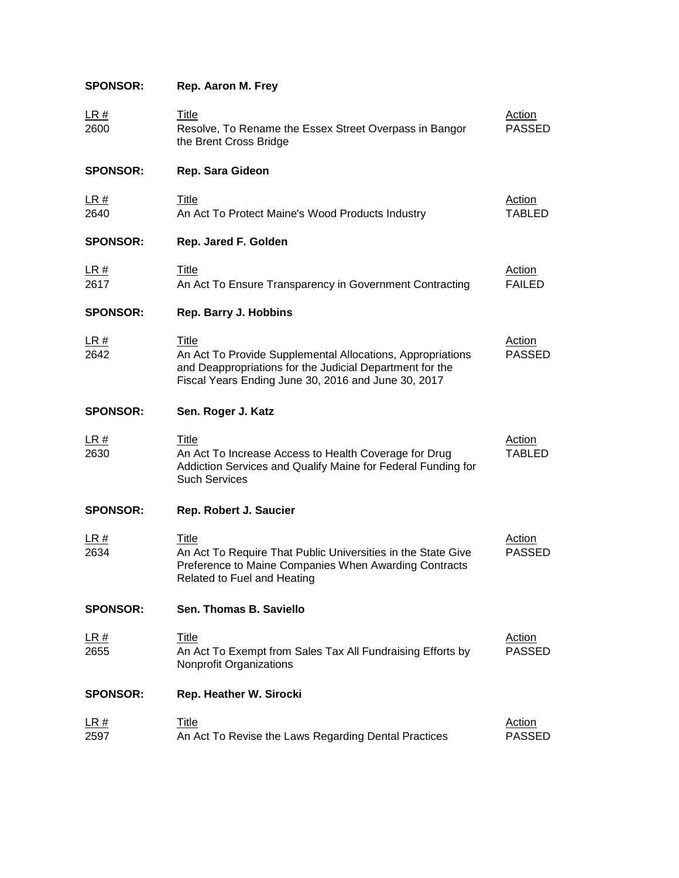**SPONSOR:** **Rep. Aaron M. Frey**

| LR # | Title | Action |
| --- | --- | --- |
| 2600 | Resolve, To Rename the Essex Street Overpass in Bangor the Brent Cross Bridge | PASSED |

**SPONSOR:** **Rep. Sara Gideon**

| LR # | Title | Action |
| --- | --- | --- |
| 2640 | An Act To Protect Maine's Wood Products Industry | TABLED |

**SPONSOR:** **Rep. Jared F. Golden**

| LR # | Title | Action |
| --- | --- | --- |
| 2617 | An Act To Ensure Transparency in Government Contracting | FAILED |

**SPONSOR:** **Rep. Barry J. Hobbins**

| LR # | Title | Action |
| --- | --- | --- |
| 2642 | An Act To Provide Supplemental Allocations, Appropriations and Deappropriations for the Judicial Department for the Fiscal Years Ending June 30, 2016 and June 30, 2017 | PASSED |

**SPONSOR:** **Sen. Roger J. Katz**

| LR # | Title | Action |
| --- | --- | --- |
| 2630 | An Act To Increase Access to Health Coverage for Drug Addiction Services and Qualify Maine for Federal Funding for Such Services | TABLED |

**SPONSOR:** **Rep. Robert J. Saucier**

| LR # | Title | Action |
| --- | --- | --- |
| 2634 | An Act To Require That Public Universities in the State Give Preference to Maine Companies When Awarding Contracts Related to Fuel and Heating | PASSED |

**SPONSOR:** **Sen. Thomas B. Saviello**

| LR # | Title | Action |
| --- | --- | --- |
| 2655 | An Act To Exempt from Sales Tax All Fundraising Efforts by Nonprofit Organizations | PASSED |

**SPONSOR:** **Rep. Heather W. Sirocki**

| LR # | Title | Action |
| --- | --- | --- |
| 2597 | An Act To Revise the Laws Regarding Dental Practices | PASSED |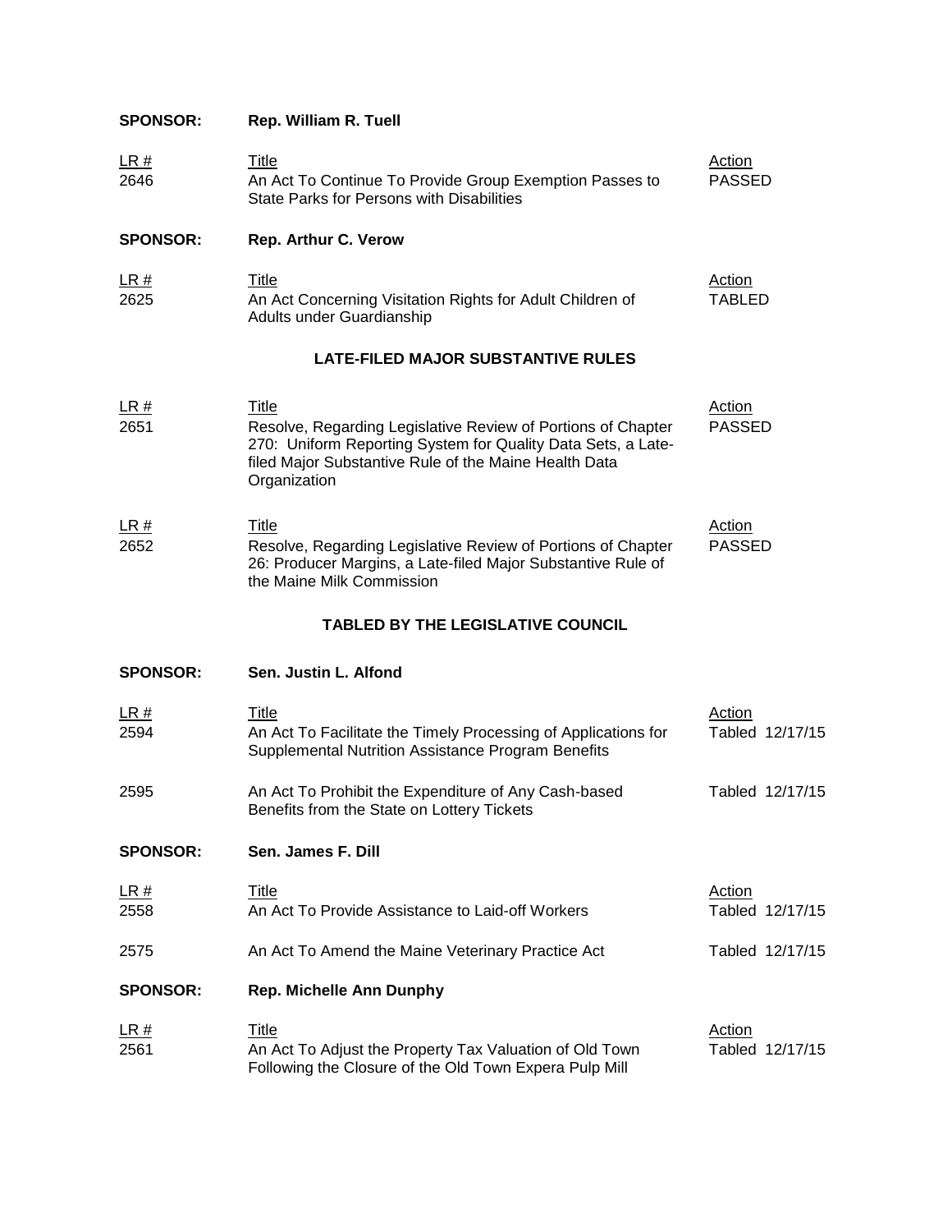**SPONSOR:** **Rep. William R. Tuell**

| LR # | Title | Action |
|---|---|---|
| 2646 | An Act To Continue To Provide Group Exemption Passes to State Parks for Persons with Disabilities | PASSED |

**SPONSOR:** **Rep. Arthur C. Verow**

| LR # | Title | Action |
|---|---|---|
| 2625 | An Act Concerning Visitation Rights for Adult Children of Adults under Guardianship | TABLED |

## LATE-FILED MAJOR SUBSTANTIVE RULES

| LR # | Title | Action |
|---|---|---|
| 2651 | Resolve, Regarding Legislative Review of Portions of Chapter 270: Uniform Reporting System for Quality Data Sets, a Late-filed Major Substantive Rule of the Maine Health Data Organization | PASSED |

| LR # | Title | Action |
|---|---|---|
| 2652 | Resolve, Regarding Legislative Review of Portions of Chapter 26: Producer Margins, a Late-filed Major Substantive Rule of the Maine Milk Commission | PASSED |

## TABLED BY THE LEGISLATIVE COUNCIL

**SPONSOR:** **Sen. Justin L. Alfond**

| LR # | Title | Action |
|---|---|---|
| 2594 | An Act To Facilitate the Timely Processing of Applications for Supplemental Nutrition Assistance Program Benefits | Tabled 12/17/15 |
| 2595 | An Act To Prohibit the Expenditure of Any Cash-based Benefits from the State on Lottery Tickets | Tabled 12/17/15 |

**SPONSOR:** **Sen. James F. Dill**

| LR # | Title | Action |
|---|---|---|
| 2558 | An Act To Provide Assistance to Laid-off Workers | Tabled 12/17/15 |
| 2575 | An Act To Amend the Maine Veterinary Practice Act | Tabled 12/17/15 |

**SPONSOR:** **Rep. Michelle Ann Dunphy**

| LR # | Title | Action |
|---|---|---|
| 2561 | An Act To Adjust the Property Tax Valuation of Old Town Following the Closure of the Old Town Expera Pulp Mill | Tabled 12/17/15 |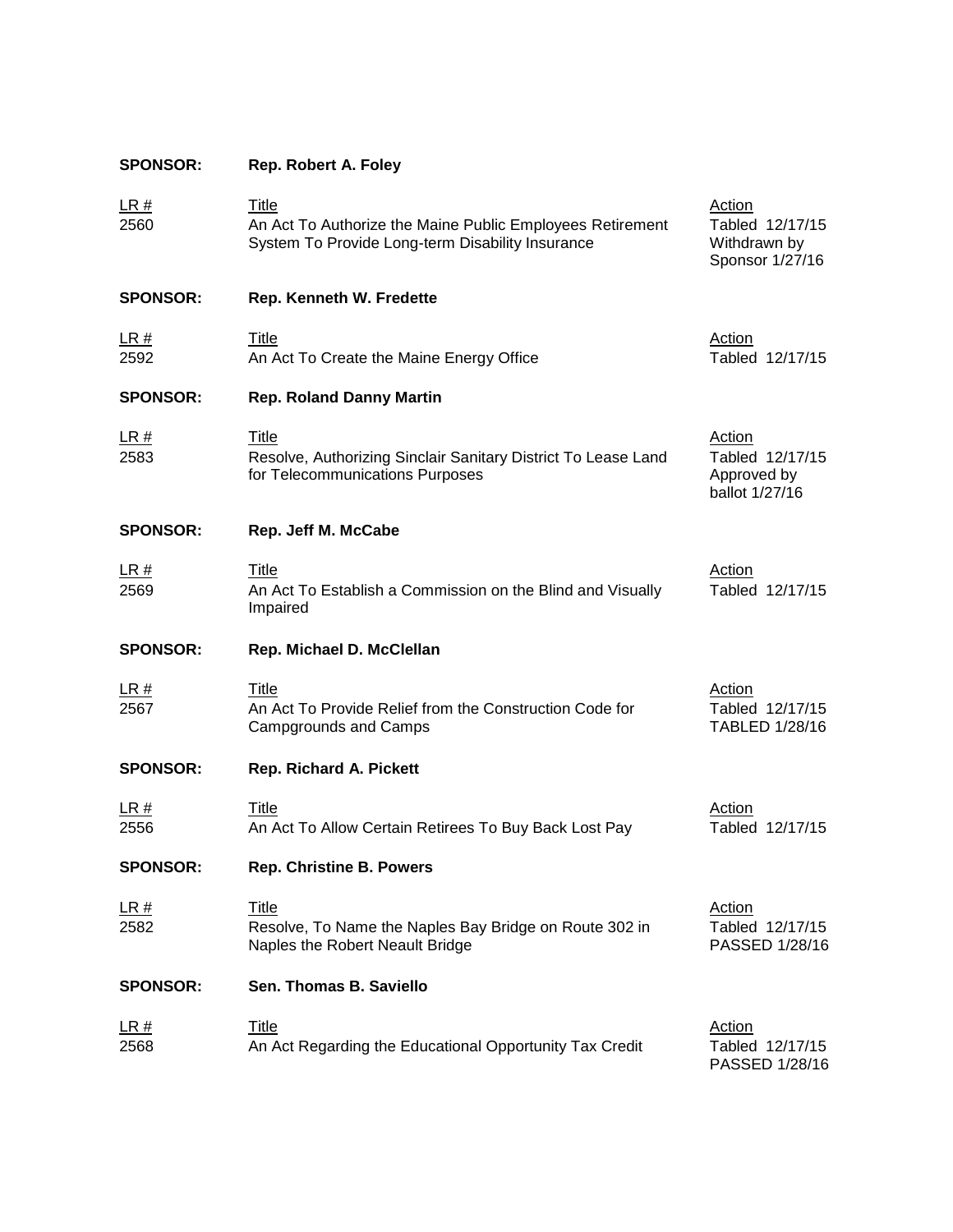**SPONSOR:** **Rep. Robert A. Foley**

| LR # | Title | Action |
|---|---|---|
| 2560 | An Act To Authorize the Maine Public Employees Retirement System To Provide Long-term Disability Insurance | Tabled 12/17/15 Withdrawn by Sponsor 1/27/16 |

**SPONSOR:** **Rep. Kenneth W. Fredette**

| LR # | Title | Action |
|---|---|---|
| 2592 | An Act To Create the Maine Energy Office | Tabled 12/17/15 |

**SPONSOR:** **Rep. Roland Danny Martin**

| LR # | Title | Action |
|---|---|---|
| 2583 | Resolve, Authorizing Sinclair Sanitary District To Lease Land for Telecommunications Purposes | Tabled 12/17/15 Approved by ballot 1/27/16 |

**SPONSOR:** **Rep. Jeff M. McCabe**

| LR # | Title | Action |
|---|---|---|
| 2569 | An Act To Establish a Commission on the Blind and Visually Impaired | Tabled 12/17/15 |

**SPONSOR:** **Rep. Michael D. McClellan**

| LR # | Title | Action |
|---|---|---|
| 2567 | An Act To Provide Relief from the Construction Code for Campgrounds and Camps | Tabled 12/17/15 TABLED 1/28/16 |

**SPONSOR:** **Rep. Richard A. Pickett**

| LR # | Title | Action |
|---|---|---|
| 2556 | An Act To Allow Certain Retirees To Buy Back Lost Pay | Tabled 12/17/15 |

**SPONSOR:** **Rep. Christine B. Powers**

| LR # | Title | Action |
|---|---|---|
| 2582 | Resolve, To Name the Naples Bay Bridge on Route 302 in Naples the Robert Neault Bridge | Tabled 12/17/15 PASSED 1/28/16 |

**SPONSOR:** **Sen. Thomas B. Saviello**

| LR # | Title | Action |
|---|---|---|
| 2568 | An Act Regarding the Educational Opportunity Tax Credit | Tabled 12/17/15 PASSED 1/28/16 |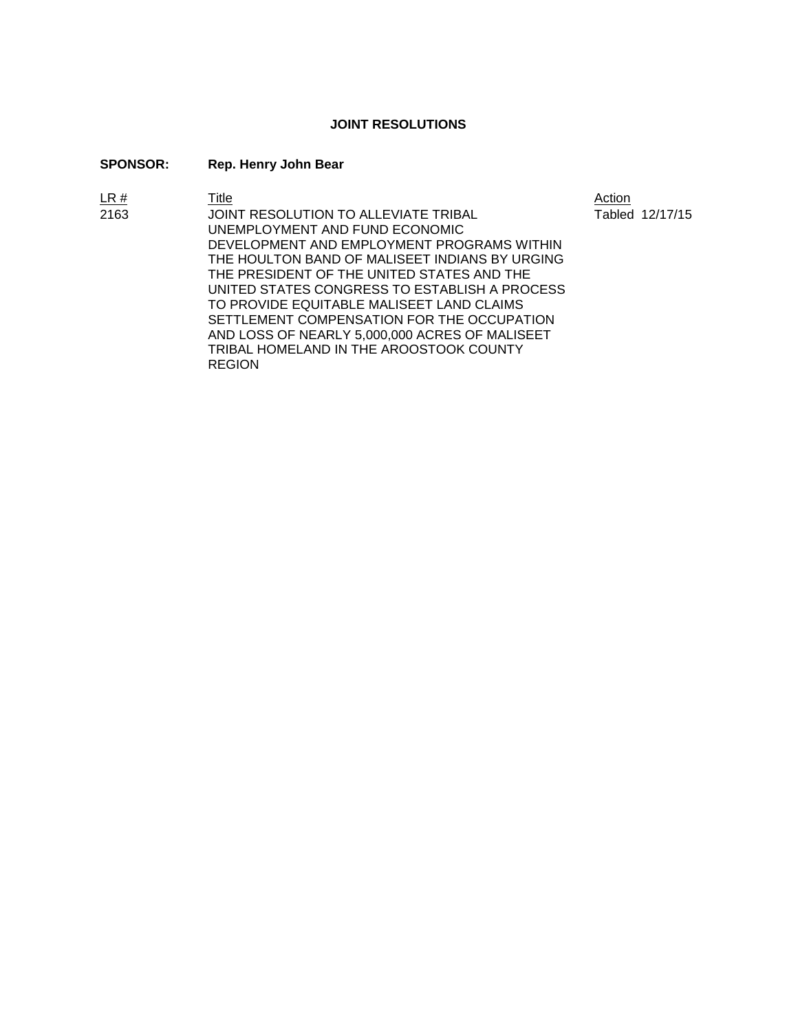## JOINT RESOLUTIONS

**SPONSOR: Rep. Henry John Bear**

| LR # | Title | Action |
| --- | --- | --- |
| 2163 | JOINT RESOLUTION TO ALLEVIATE TRIBAL UNEMPLOYMENT AND FUND ECONOMIC DEVELOPMENT AND EMPLOYMENT PROGRAMS WITHIN THE HOULTON BAND OF MALISEET INDIANS BY URGING THE PRESIDENT OF THE UNITED STATES AND THE UNITED STATES CONGRESS TO ESTABLISH A PROCESS TO PROVIDE EQUITABLE MALISEET LAND CLAIMS SETTLEMENT COMPENSATION FOR THE OCCUPATION AND LOSS OF NEARLY 5,000,000 ACRES OF MALISEET TRIBAL HOMELAND IN THE AROOSTOOK COUNTY REGION | Tabled 12/17/15 |